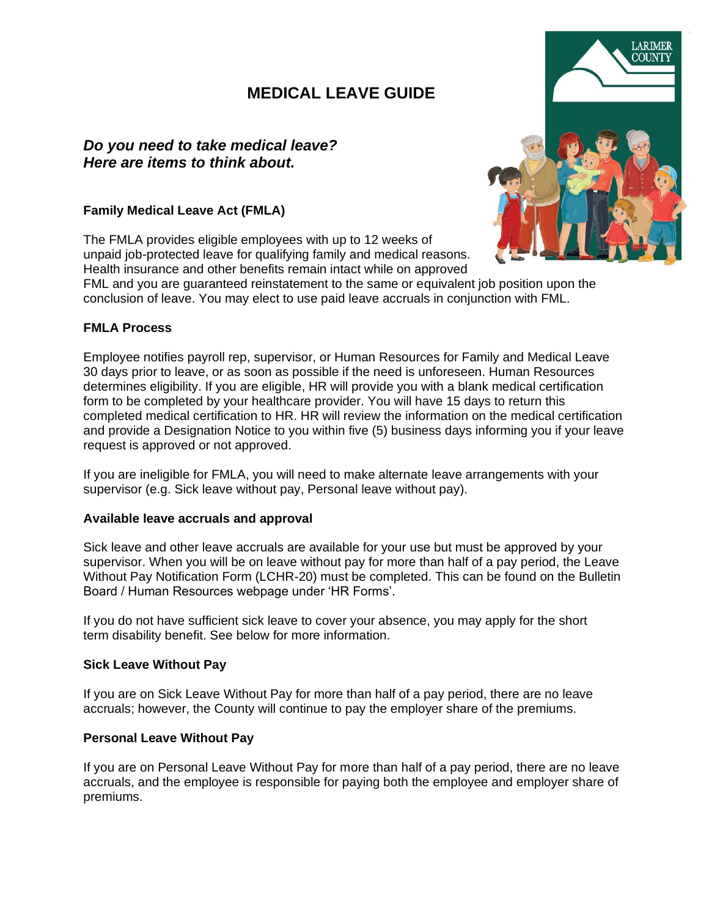# MEDICAL LEAVE GUIDE

***Do you need to take medical leave?***
***Here are items to think about.***

**Family Medical Leave Act (FMLA)**

The FMLA provides eligible employees with up to 12 weeks of unpaid job-protected leave for qualifying family and medical reasons. Health insurance and other benefits remain intact while on approved FML and you are guaranteed reinstatement to the same or equivalent job position upon the conclusion of leave. You may elect to use paid leave accruals in conjunction with FML.

**FMLA Process**

Employee notifies payroll rep, supervisor, or Human Resources for Family and Medical Leave 30 days prior to leave, or as soon as possible if the need is unforeseen. Human Resources determines eligibility. If you are eligible, HR will provide you with a blank medical certification form to be completed by your healthcare provider. You will have 15 days to return this completed medical certification to HR. HR will review the information on the medical certification and provide a Designation Notice to you within five (5) business days informing you if your leave request is approved or not approved.

If you are ineligible for FMLA, you will need to make alternate leave arrangements with your supervisor (e.g. Sick leave without pay, Personal leave without pay).

**Available leave accruals and approval**

Sick leave and other leave accruals are available for your use but must be approved by your supervisor. When you will be on leave without pay for more than half of a pay period, the Leave Without Pay Notification Form (LCHR-20) must be completed. This can be found on the Bulletin Board / Human Resources webpage under 'HR Forms'.

If you do not have sufficient sick leave to cover your absence, you may apply for the short term disability benefit. See below for more information.

**Sick Leave Without Pay**

If you are on Sick Leave Without Pay for more than half of a pay period, there are no leave accruals; however, the County will continue to pay the employer share of the premiums.

**Personal Leave Without Pay**

If you are on Personal Leave Without Pay for more than half of a pay period, there are no leave accruals, and the employee is responsible for paying both the employee and employer share of premiums.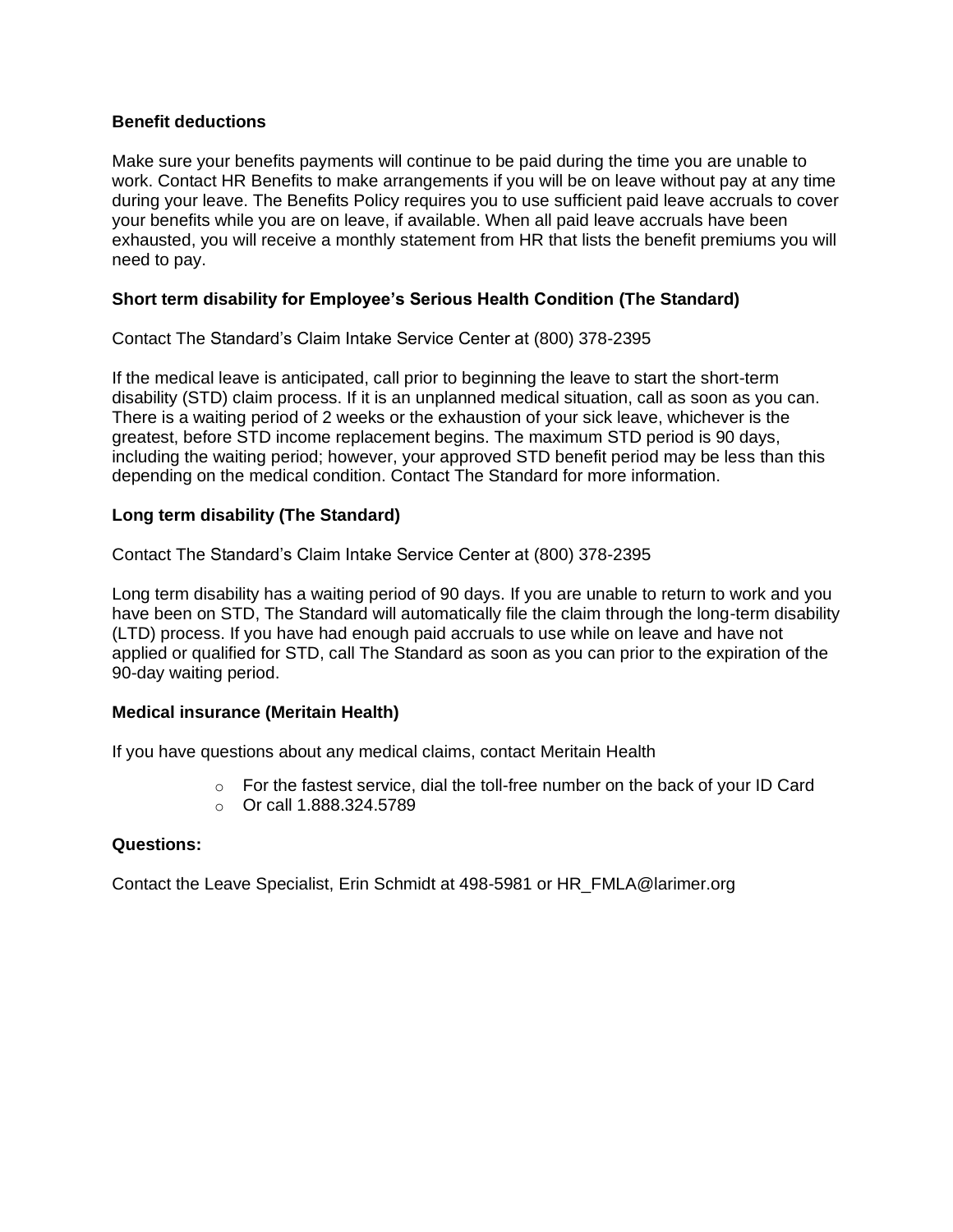**Benefit deductions**

Make sure your benefits payments will continue to be paid during the time you are unable to work. Contact HR Benefits to make arrangements if you will be on leave without pay at any time during your leave. The Benefits Policy requires you to use sufficient paid leave accruals to cover your benefits while you are on leave, if available. When all paid leave accruals have been exhausted, you will receive a monthly statement from HR that lists the benefit premiums you will need to pay.

**Short term disability for Employee's Serious Health Condition (The Standard)**

Contact The Standard's Claim Intake Service Center at (800) 378-2395

If the medical leave is anticipated, call prior to beginning the leave to start the short-term disability (STD) claim process. If it is an unplanned medical situation, call as soon as you can. There is a waiting period of 2 weeks or the exhaustion of your sick leave, whichever is the greatest, before STD income replacement begins. The maximum STD period is 90 days, including the waiting period; however, your approved STD benefit period may be less than this depending on the medical condition. Contact The Standard for more information.

**Long term disability (The Standard)**

Contact The Standard's Claim Intake Service Center at (800) 378-2395

Long term disability has a waiting period of 90 days. If you are unable to return to work and you have been on STD, The Standard will automatically file the claim through the long-term disability (LTD) process. If you have had enough paid accruals to use while on leave and have not applied or qualified for STD, call The Standard as soon as you can prior to the expiration of the 90-day waiting period.

**Medical insurance (Meritain Health)**

If you have questions about any medical claims, contact Meritain Health

- For the fastest service, dial the toll-free number on the back of your ID Card
- Or call 1.888.324.5789

**Questions:**

Contact the Leave Specialist, Erin Schmidt at 498-5981 or HR_FMLA@larimer.org